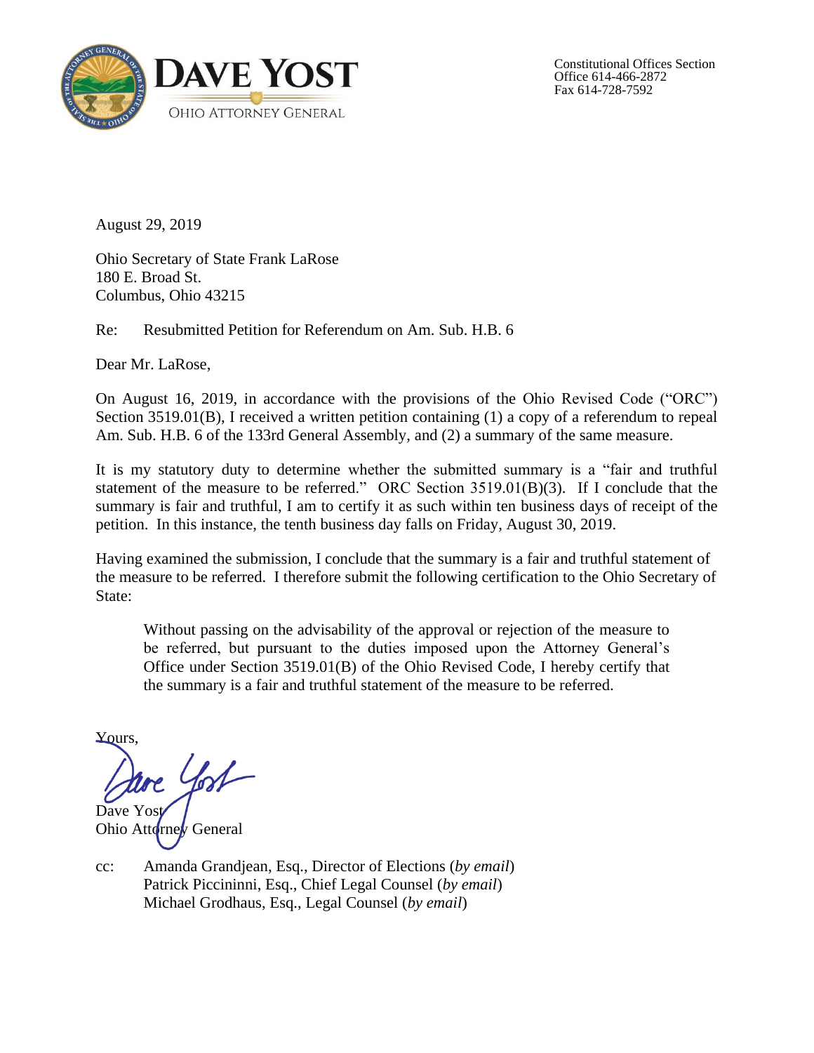**DAVE YOST**

OHIO ATTORNEY GENERAL

Constitutional Offices Section
Office 614-466-2872
Fax 614-728-7592

August 29, 2019

Ohio Secretary of State Frank LaRose
180 E. Broad St.
Columbus, Ohio 43215

Re: Resubmitted Petition for Referendum on Am. Sub. H.B. 6

Dear Mr. LaRose,

On August 16, 2019, in accordance with the provisions of the Ohio Revised Code ("ORC") Section 3519.01(B), I received a written petition containing (1) a copy of a referendum to repeal Am. Sub. H.B. 6 of the 133rd General Assembly, and (2) a summary of the same measure.

It is my statutory duty to determine whether the submitted summary is a "fair and truthful statement of the measure to be referred." ORC Section 3519.01(B)(3). If I conclude that the summary is fair and truthful, I am to certify it as such within ten business days of receipt of the petition. In this instance, the tenth business day falls on Friday, August 30, 2019.

Having examined the submission, I conclude that the summary is a fair and truthful statement of the measure to be referred. I therefore submit the following certification to the Ohio Secretary of State:

> Without passing on the advisability of the approval or rejection of the measure to be referred, but pursuant to the duties imposed upon the Attorney General's Office under Section 3519.01(B) of the Ohio Revised Code, I hereby certify that the summary is a fair and truthful statement of the measure to be referred.

Yours,

Dave Yost
Ohio Attorney General

cc: Amanda Grandjean, Esq., Director of Elections (*by email*)
Patrick Piccininni, Esq., Chief Legal Counsel (*by email*)
Michael Grodhaus, Esq., Legal Counsel (*by email*)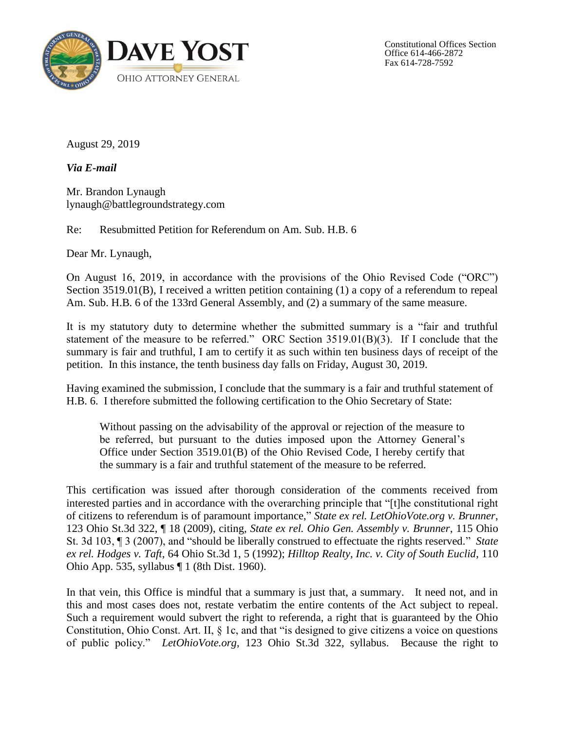August 29, 2019

***Via E-mail***

Mr. Brandon Lynaugh
lynaugh@battlegroundstrategy.com

Re: Resubmitted Petition for Referendum on Am. Sub. H.B. 6

Dear Mr. Lynaugh,

On August 16, 2019, in accordance with the provisions of the Ohio Revised Code ("ORC") Section 3519.01(B), I received a written petition containing (1) a copy of a referendum to repeal Am. Sub. H.B. 6 of the 133rd General Assembly, and (2) a summary of the same measure.

It is my statutory duty to determine whether the submitted summary is a "fair and truthful statement of the measure to be referred." ORC Section 3519.01(B)(3). If I conclude that the summary is fair and truthful, I am to certify it as such within ten business days of receipt of the petition. In this instance, the tenth business day falls on Friday, August 30, 2019.

Having examined the submission, I conclude that the summary is a fair and truthful statement of H.B. 6. I therefore submitted the following certification to the Ohio Secretary of State:

> Without passing on the advisability of the approval or rejection of the measure to be referred, but pursuant to the duties imposed upon the Attorney General's Office under Section 3519.01(B) of the Ohio Revised Code, I hereby certify that the summary is a fair and truthful statement of the measure to be referred.

This certification was issued after thorough consideration of the comments received from interested parties and in accordance with the overarching principle that "[t]he constitutional right of citizens to referendum is of paramount importance," *State ex rel. LetOhioVote.org v. Brunner*, 123 Ohio St.3d 322, ¶ 18 (2009), citing, *State ex rel. Ohio Gen. Assembly v. Brunner*, 115 Ohio St. 3d 103, ¶ 3 (2007), and "should be liberally construed to effectuate the rights reserved." *State ex rel. Hodges v. Taft*, 64 Ohio St.3d 1, 5 (1992); *Hilltop Realty, Inc. v. City of South Euclid*, 110 Ohio App. 535, syllabus ¶ 1 (8th Dist. 1960).

In that vein, this Office is mindful that a summary is just that, a summary. It need not, and in this and most cases does not, restate verbatim the entire contents of the Act subject to repeal. Such a requirement would subvert the right to referenda, a right that is guaranteed by the Ohio Constitution, Ohio Const. Art. II, § 1c, and that "is designed to give citizens a voice on questions of public policy." *LetOhioVote.org*, 123 Ohio St.3d 322, syllabus. Because the right to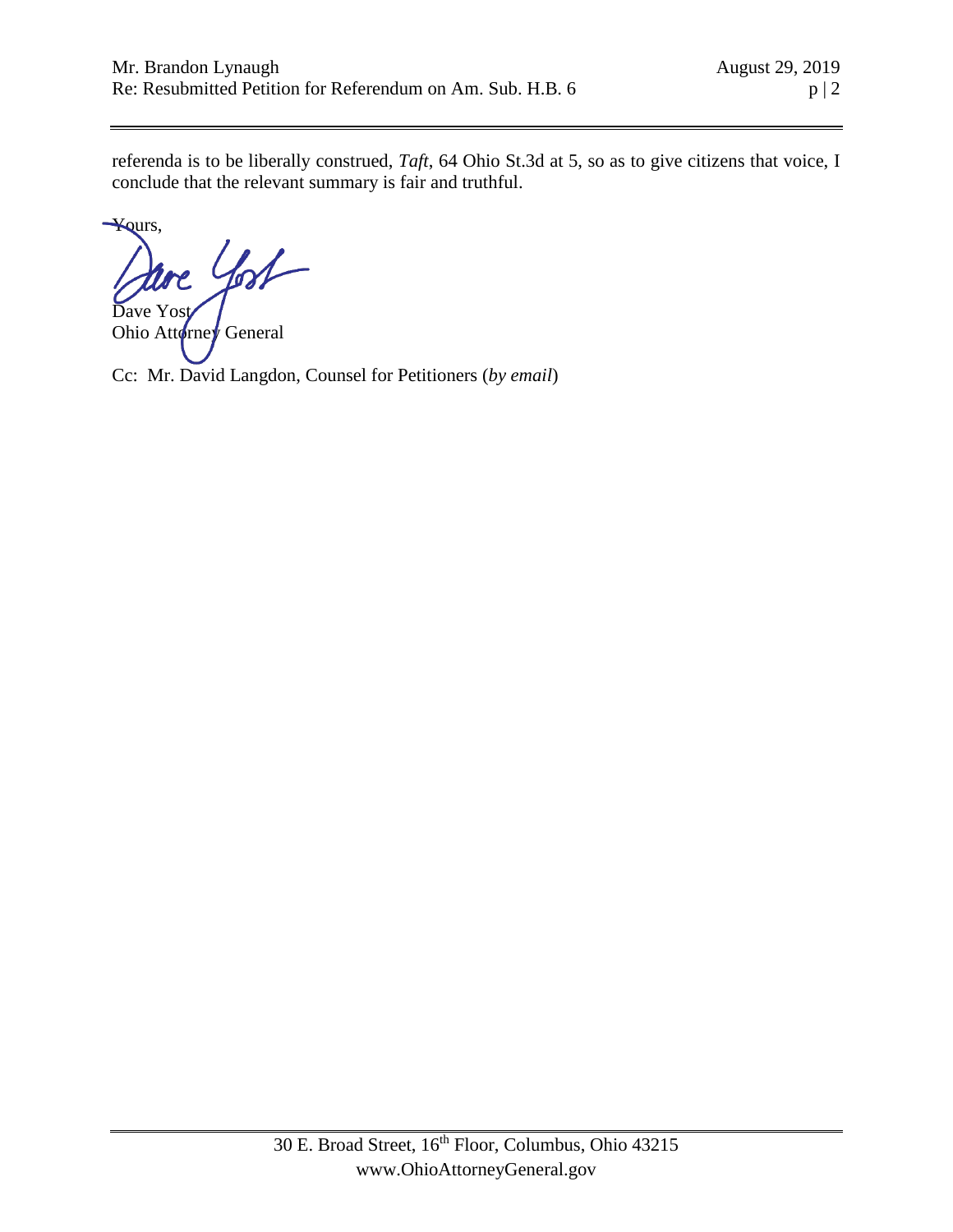referenda is to be liberally construed, *Taft*, 64 Ohio St.3d at 5, so as to give citizens that voice, I conclude that the relevant summary is fair and truthful.

Yours,

Dave Yost
Ohio Attorney General

Cc: Mr. David Langdon, Counsel for Petitioners (*by email*)